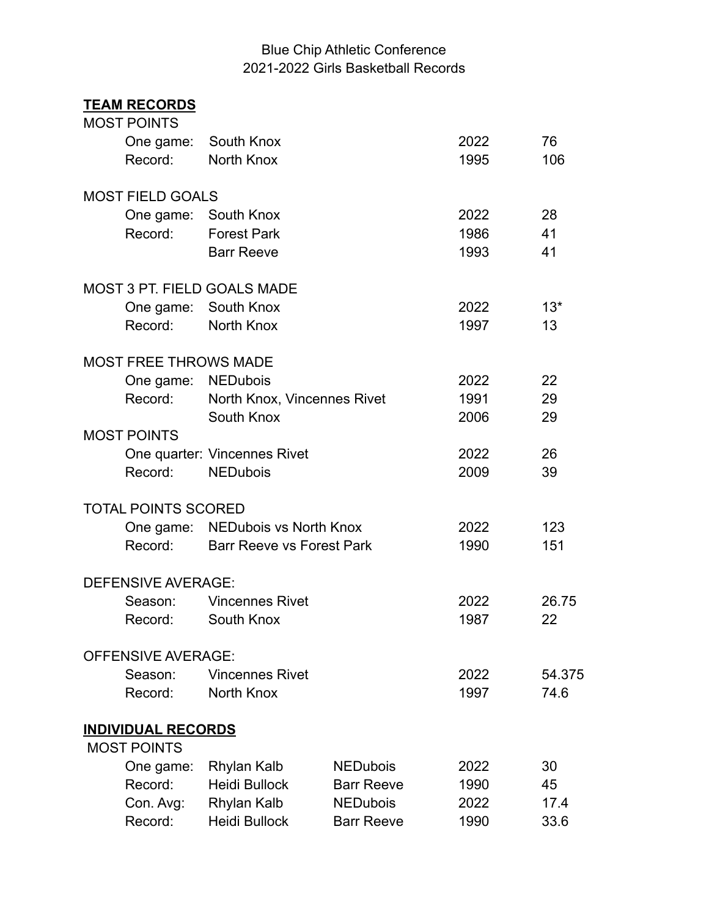Blue Chip Athletic Conference
2021-2022 Girls Basketball Records

## TEAM RECORDS

**MOST POINTS**

| | | | |
|---|---|---|---|
| One game: | South Knox | 2022 | 76 |
| Record: | North Knox | 1995 | 106 |

**MOST FIELD GOALS**

| | | | |
|---|---|---|---|
| One game: | South Knox | 2022 | 28 |
| Record: | Forest Park | 1986 | 41 |
| | Barr Reeve | 1993 | 41 |

**MOST 3 PT. FIELD GOALS MADE**

| | | | |
|---|---|---|---|
| One game: | South Knox | 2022 | 13* |
| Record: | North Knox | 1997 | 13 |

**MOST FREE THROWS MADE**

| | | | |
|---|---|---|---|
| One game: | NEDubois | 2022 | 22 |
| Record: | North Knox, Vincennes Rivet | 1991 | 29 |
| | South Knox | 2006 | 29 |

**MOST POINTS**

| | | | |
|---|---|---|---|
| One quarter: | Vincennes Rivet | 2022 | 26 |
| Record: | NEDubois | 2009 | 39 |

**TOTAL POINTS SCORED**

| | | | |
|---|---|---|---|
| One game: | NEDubois vs North Knox | 2022 | 123 |
| Record: | Barr Reeve vs Forest Park | 1990 | 151 |

**DEFENSIVE AVERAGE:**

| | | | |
|---|---|---|---|
| Season: | Vincennes Rivet | 2022 | 26.75 |
| Record: | South Knox | 1987 | 22 |

**OFFENSIVE AVERAGE:**

| | | | |
|---|---|---|---|
| Season: | Vincennes Rivet | 2022 | 54.375 |
| Record: | North Knox | 1997 | 74.6 |

## INDIVIDUAL RECORDS

**MOST POINTS**

| | | | | |
|---|---|---|---|---|
| One game: | Rhylan Kalb | NEDubois | 2022 | 30 |
| Record: | Heidi Bullock | Barr Reeve | 1990 | 45 |
| Con. Avg: | Rhylan Kalb | NEDubois | 2022 | 17.4 |
| Record: | Heidi Bullock | Barr Reeve | 1990 | 33.6 |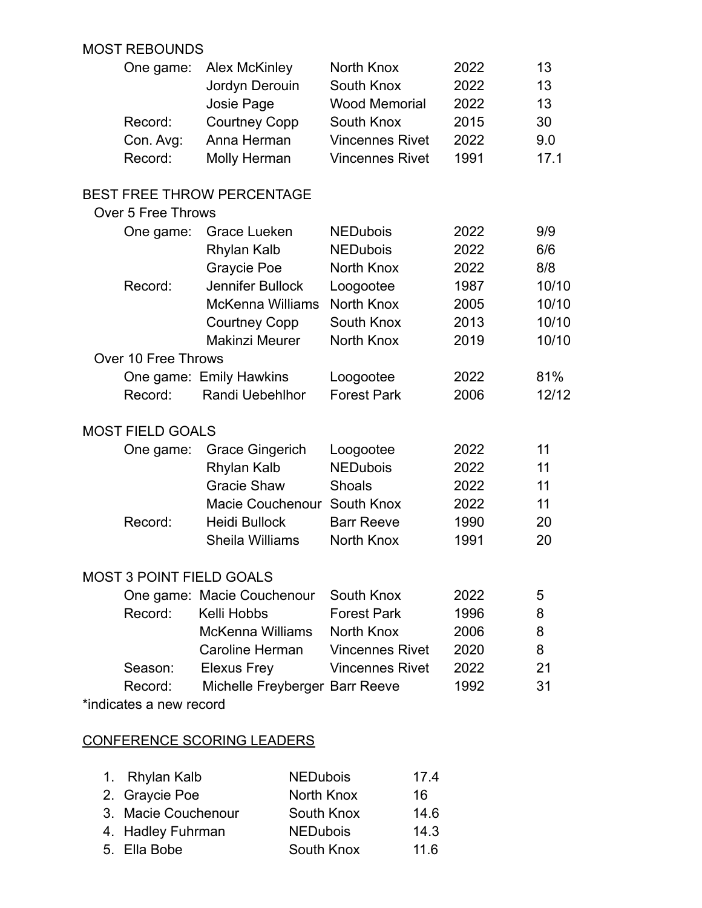MOST REBOUNDS

| | | | | |
|---|---|---|---|---|
| One game: | Alex McKinley | North Knox | 2022 | 13 |
| | Jordyn Derouin | South Knox | 2022 | 13 |
| | Josie Page | Wood Memorial | 2022 | 13 |
| Record: | Courtney Copp | South Knox | 2015 | 30 |
| Con. Avg: | Anna Herman | Vincennes Rivet | 2022 | 9.0 |
| Record: | Molly Herman | Vincennes Rivet | 1991 | 17.1 |

BEST FREE THROW PERCENTAGE

Over 5 Free Throws

| | | | | |
|---|---|---|---|---|
| One game: | Grace Lueken | NEDubois | 2022 | 9/9 |
| | Rhylan Kalb | NEDubois | 2022 | 6/6 |
| | Graycie Poe | North Knox | 2022 | 8/8 |
| Record: | Jennifer Bullock | Loogootee | 1987 | 10/10 |
| | McKenna Williams | North Knox | 2005 | 10/10 |
| | Courtney Copp | South Knox | 2013 | 10/10 |
| | Makinzi Meurer | North Knox | 2019 | 10/10 |

Over 10 Free Throws

| | | | | |
|---|---|---|---|---|
| One game: | Emily Hawkins | Loogootee | 2022 | 81% |
| Record: | Randi Uebehlhor | Forest Park | 2006 | 12/12 |

MOST FIELD GOALS

| | | | | |
|---|---|---|---|---|
| One game: | Grace Gingerich | Loogootee | 2022 | 11 |
| | Rhylan Kalb | NEDubois | 2022 | 11 |
| | Gracie Shaw | Shoals | 2022 | 11 |
| | Macie Couchenour | South Knox | 2022 | 11 |
| Record: | Heidi Bullock | Barr Reeve | 1990 | 20 |
| | Sheila Williams | North Knox | 1991 | 20 |

MOST 3 POINT FIELD GOALS

| | | | | |
|---|---|---|---|---|
| One game: | Macie Couchenour | South Knox | 2022 | 5 |
| Record: | Kelli Hobbs | Forest Park | 1996 | 8 |
| | McKenna Williams | North Knox | 2006 | 8 |
| | Caroline Herman | Vincennes Rivet | 2020 | 8 |
| Season: | Elexus Frey | Vincennes Rivet | 2022 | 21 |
| Record: | Michelle Freyberger | Barr Reeve | 1992 | 31 |

*indicates a new record

CONFERENCE SCORING LEADERS

| | | | |
|---|---|---|---|
| 1. | Rhylan Kalb | NEDubois | 17.4 |
| 2. | Graycie Poe | North Knox | 16 |
| 3. | Macie Couchenour | South Knox | 14.6 |
| 4. | Hadley Fuhrman | NEDubois | 14.3 |
| 5. | Ella Bobe | South Knox | 11.6 |